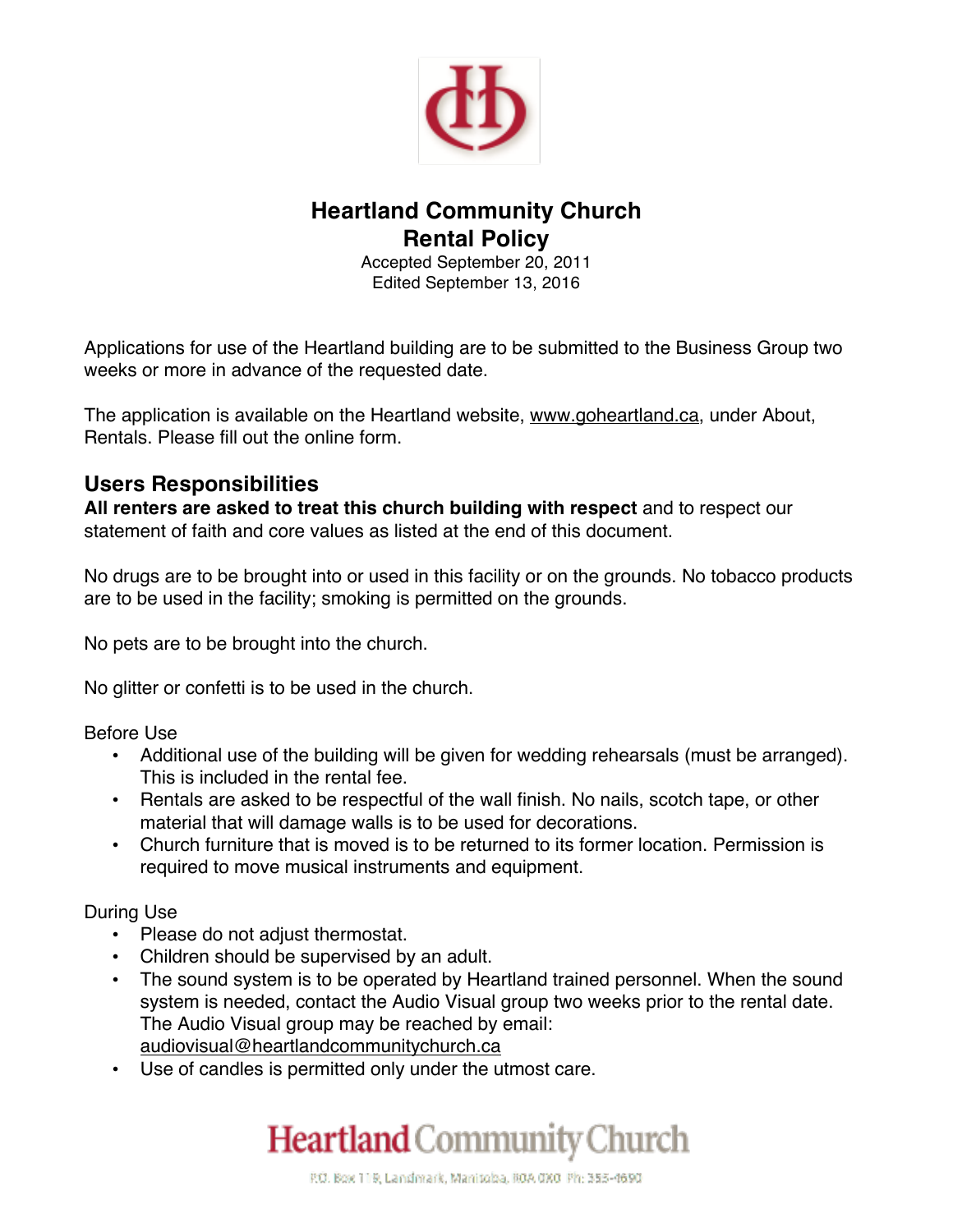# Heartland Community Church
## Rental Policy

Accepted September 20, 2011
Edited September 13, 2016

Applications for use of the Heartland building are to be submitted to the Business Group two weeks or more in advance of the requested date.

The application is available on the Heartland website, www.goheartland.ca, under About, Rentals. Please fill out the online form.

## Users Responsibilities

**All renters are asked to treat this church building with respect** and to respect our statement of faith and core values as listed at the end of this document.

No drugs are to be brought into or used in this facility or on the grounds. No tobacco products are to be used in the facility; smoking is permitted on the grounds.

No pets are to be brought into the church.

No glitter or confetti is to be used in the church.

Before Use

- Additional use of the building will be given for wedding rehearsals (must be arranged). This is included in the rental fee.
- Rentals are asked to be respectful of the wall finish. No nails, scotch tape, or other material that will damage walls is to be used for decorations.
- Church furniture that is moved is to be returned to its former location. Permission is required to move musical instruments and equipment.

During Use

- Please do not adjust thermostat.
- Children should be supervised by an adult.
- The sound system is to be operated by Heartland trained personnel. When the sound system is needed, contact the Audio Visual group two weeks prior to the rental date. The Audio Visual group may be reached by email: audiovisual@heartlandcommunitychurch.ca
- Use of candles is permitted only under the utmost care.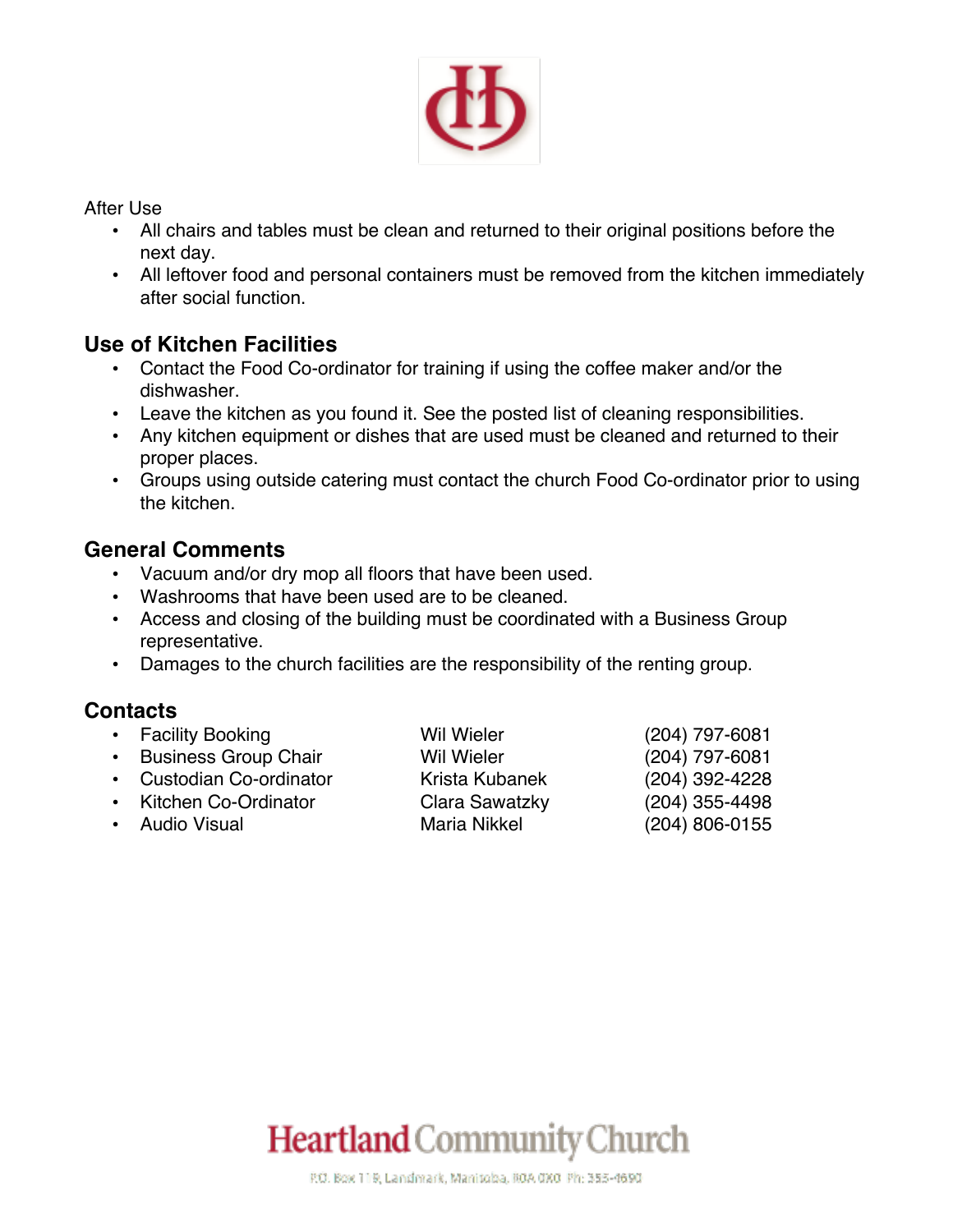After Use

- All chairs and tables must be clean and returned to their original positions before the next day.
- All leftover food and personal containers must be removed from the kitchen immediately after social function.

## Use of Kitchen Facilities

- Contact the Food Co-ordinator for training if using the coffee maker and/or the dishwasher.
- Leave the kitchen as you found it. See the posted list of cleaning responsibilities.
- Any kitchen equipment or dishes that are used must be cleaned and returned to their proper places.
- Groups using outside catering must contact the church Food Co-ordinator prior to using the kitchen.

## General Comments

- Vacuum and/or dry mop all floors that have been used.
- Washrooms that have been used are to be cleaned.
- Access and closing of the building must be coordinated with a Business Group representative.
- Damages to the church facilities are the responsibility of the renting group.

## Contacts

| | | |
|---|---|---|
| • Facility Booking | Wil Wieler | (204) 797-6081 |
| • Business Group Chair | Wil Wieler | (204) 797-6081 |
| • Custodian Co-ordinator | Krista Kubanek | (204) 392-4228 |
| • Kitchen Co-Ordinator | Clara Sawatzky | (204) 355-4498 |
| • Audio Visual | Maria Nikkel | (204) 806-0155 |

Heartland Community Church

P.O. Box 119, Landmark, Manitoba, R0A 0X0 Ph: 355-4690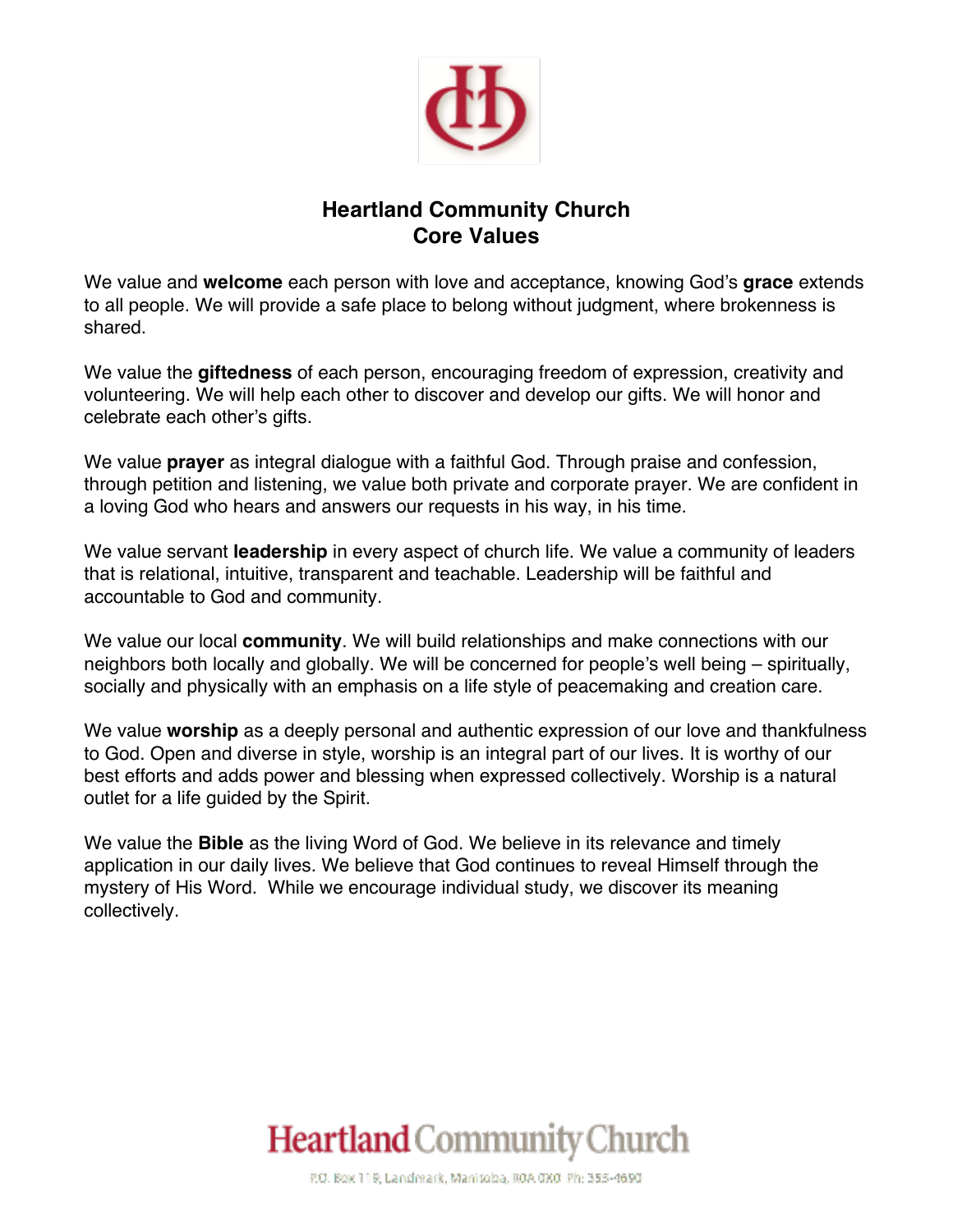# Heartland Community Church
## Core Values

We value and **welcome** each person with love and acceptance, knowing God's **grace** extends to all people. We will provide a safe place to belong without judgment, where brokenness is shared.

We value the **giftedness** of each person, encouraging freedom of expression, creativity and volunteering. We will help each other to discover and develop our gifts. We will honor and celebrate each other's gifts.

We value **prayer** as integral dialogue with a faithful God. Through praise and confession, through petition and listening, we value both private and corporate prayer. We are confident in a loving God who hears and answers our requests in his way, in his time.

We value servant **leadership** in every aspect of church life. We value a community of leaders that is relational, intuitive, transparent and teachable. Leadership will be faithful and accountable to God and community.

We value our local **community**. We will build relationships and make connections with our neighbors both locally and globally. We will be concerned for people's well being – spiritually, socially and physically with an emphasis on a life style of peacemaking and creation care.

We value **worship** as a deeply personal and authentic expression of our love and thankfulness to God. Open and diverse in style, worship is an integral part of our lives. It is worthy of our best efforts and adds power and blessing when expressed collectively. Worship is a natural outlet for a life guided by the Spirit.

We value the **Bible** as the living Word of God. We believe in its relevance and timely application in our daily lives. We believe that God continues to reveal Himself through the mystery of His Word. While we encourage individual study, we discover its meaning collectively.

Heartland Community Church

P.O. Box 119, Landmark, Manitoba, R0A 0X0 Ph: 355-4690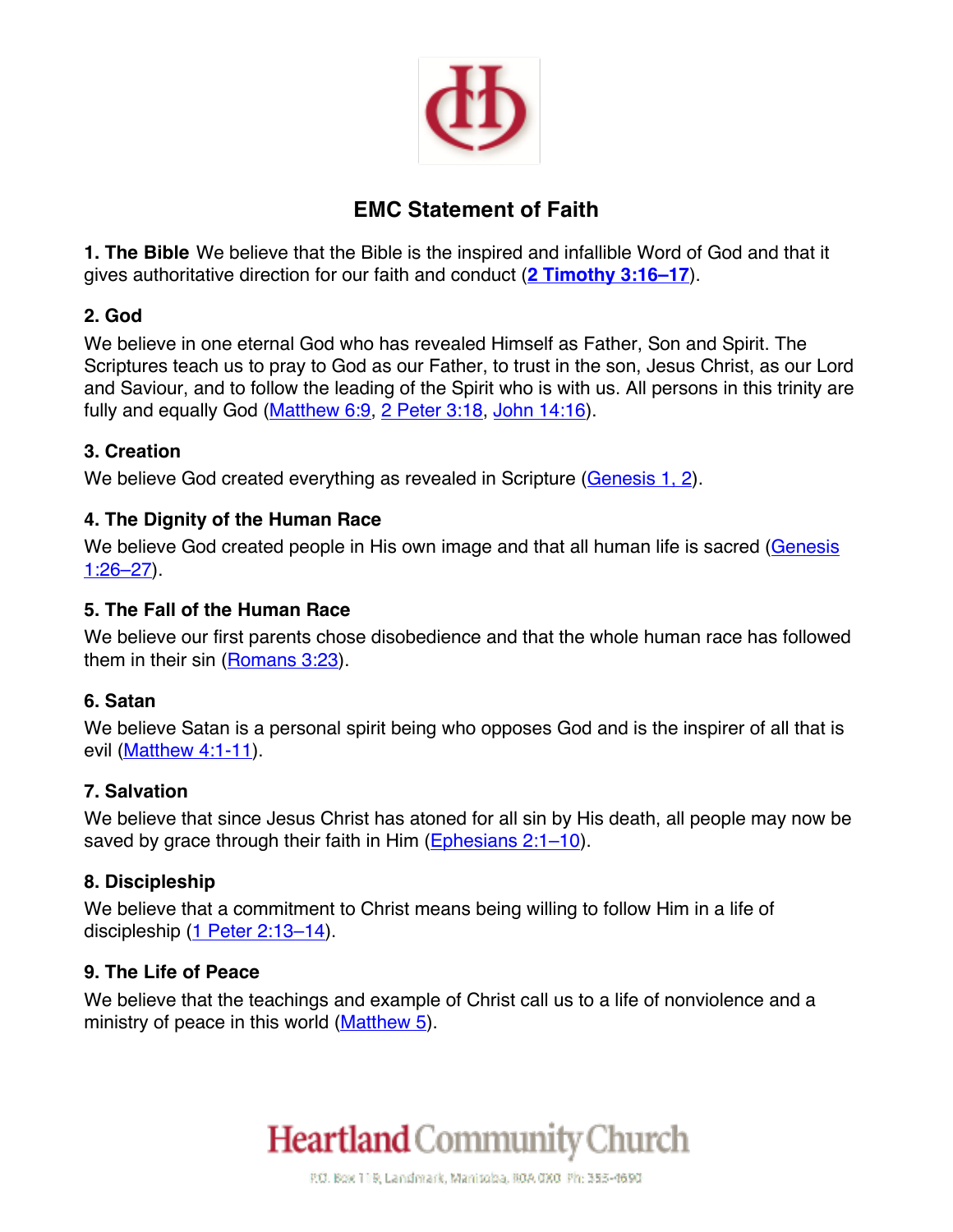# EMC Statement of Faith

**1. The Bible** We believe that the Bible is the inspired and infallible Word of God and that it gives authoritative direction for our faith and conduct (**2 Timothy 3:16–17**).

**2. God**

We believe in one eternal God who has revealed Himself as Father, Son and Spirit. The Scriptures teach us to pray to God as our Father, to trust in the son, Jesus Christ, as our Lord and Saviour, and to follow the leading of the Spirit who is with us. All persons in this trinity are fully and equally God (Matthew 6:9, 2 Peter 3:18, John 14:16).

**3. Creation**

We believe God created everything as revealed in Scripture (Genesis 1, 2).

**4. The Dignity of the Human Race**

We believe God created people in His own image and that all human life is sacred (Genesis 1:26–27).

**5. The Fall of the Human Race**

We believe our first parents chose disobedience and that the whole human race has followed them in their sin (Romans 3:23).

**6. Satan**

We believe Satan is a personal spirit being who opposes God and is the inspirer of all that is evil (Matthew 4:1-11).

**7. Salvation**

We believe that since Jesus Christ has atoned for all sin by His death, all people may now be saved by grace through their faith in Him (Ephesians 2:1–10).

**8. Discipleship**

We believe that a commitment to Christ means being willing to follow Him in a life of discipleship (1 Peter 2:13–14).

**9. The Life of Peace**

We believe that the teachings and example of Christ call us to a life of nonviolence and a ministry of peace in this world (Matthew 5).

Heartland Community Church

P.O. Box 118, Landmark, Manitoba, R0A 0X0 Ph: 355-4690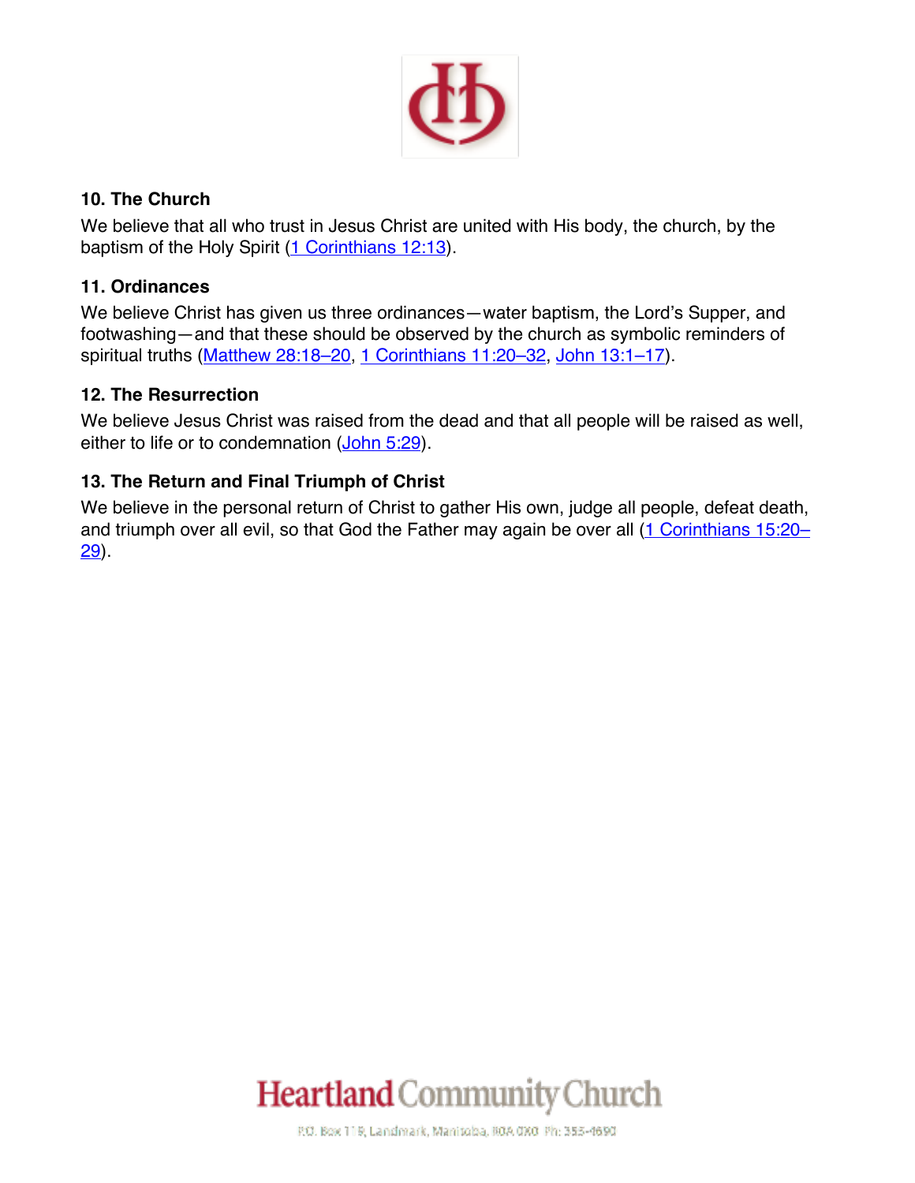### 10. The Church

We believe that all who trust in Jesus Christ are united with His body, the church, by the baptism of the Holy Spirit (1 Corinthians 12:13).

### 11. Ordinances

We believe Christ has given us three ordinances—water baptism, the Lord's Supper, and footwashing—and that these should be observed by the church as symbolic reminders of spiritual truths (Matthew 28:18–20, 1 Corinthians 11:20–32, John 13:1–17).

### 12. The Resurrection

We believe Jesus Christ was raised from the dead and that all people will be raised as well, either to life or to condemnation (John 5:29).

### 13. The Return and Final Triumph of Christ

We believe in the personal return of Christ to gather His own, judge all people, defeat death, and triumph over all evil, so that God the Father may again be over all (1 Corinthians 15:20–29).

Heartland Community Church

P.O. Box 119, Landmark, Manitoba, R0A 0X0 Ph: 355-4690